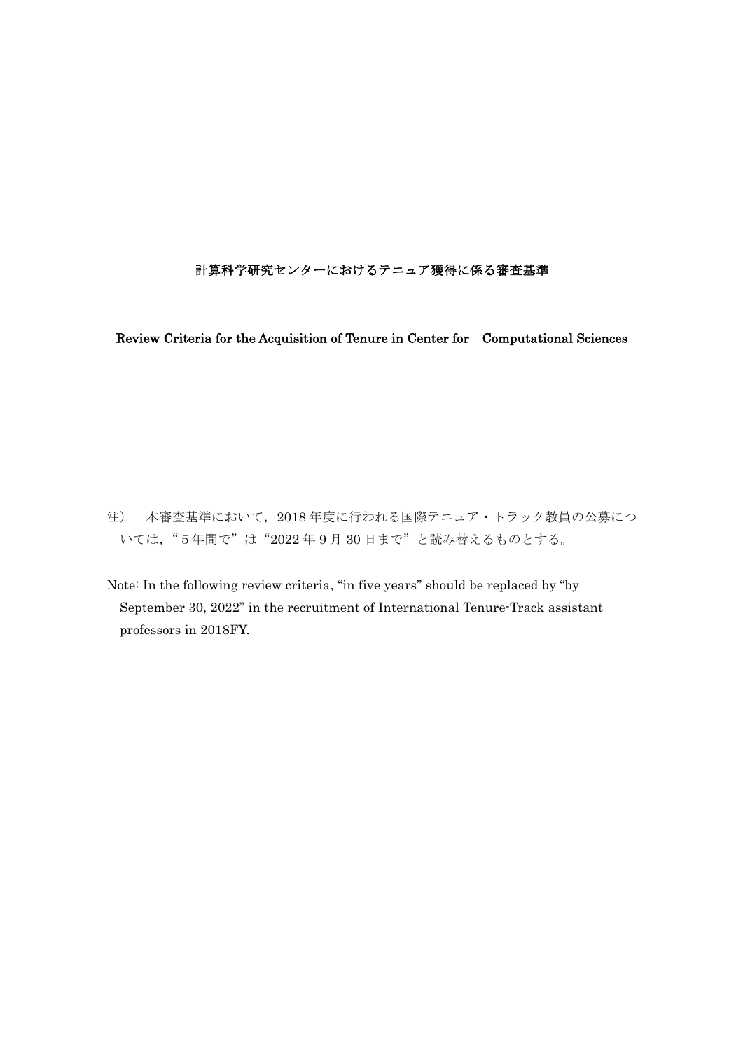# 計算科学研究センターにおけるテニュア獲得に係る審査基準

# Review Criteria for the Acquisition of Tenure in Center for　Computational Sciences

注）　本審査基準において，2018 年度に行われる国際テニュア・トラック教員の公募については，“５年間で”は“2022 年 9 月 30 日まで”と読み替えるものとする。

Note: In the following review criteria, “in five years” should be replaced by “by September 30, 2022” in the recruitment of International Tenure-Track assistant professors in 2018FY.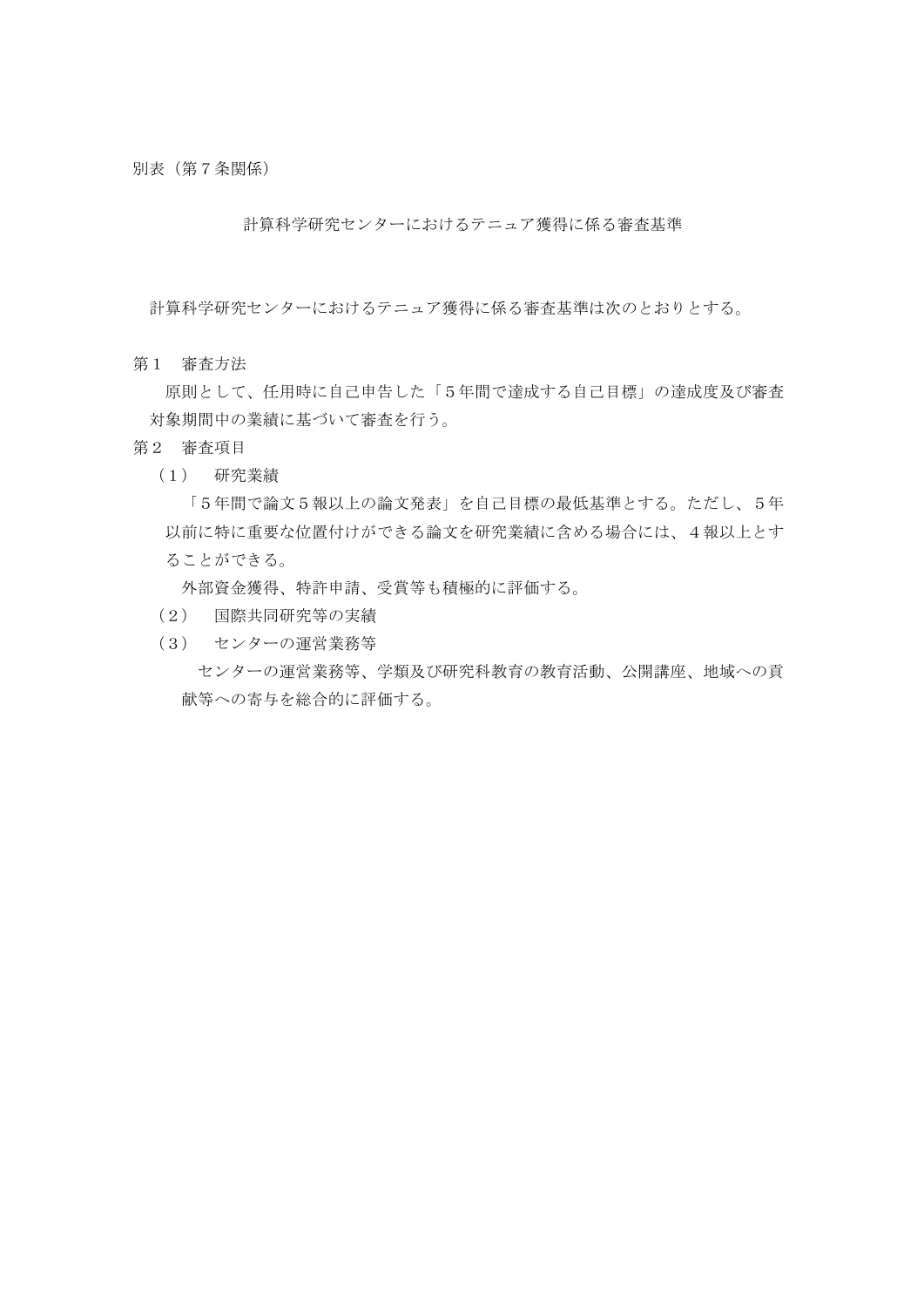別表（第７条関係）

## 計算科学研究センターにおけるテニュア獲得に係る審査基準

計算科学研究センターにおけるテニュア獲得に係る審査基準は次のとおりとする。

第１　審査方法

原則として、任用時に自己申告した「５年間で達成する自己目標」の達成度及び審査対象期間中の業績に基づいて審査を行う。

第２　審査項目

（１）　研究業績

「５年間で論文５報以上の論文発表」を自己目標の最低基準とする。ただし、５年以前に特に重要な位置付けができる論文を研究業績に含める場合には、４報以上とすることができる。

外部資金獲得、特許申請、受賞等も積極的に評価する。

（２）　国際共同研究等の実績

（３）　センターの運営業務等

センターの運営業務等、学類及び研究科教育の教育活動、公開講座、地域への貢献等への寄与を総合的に評価する。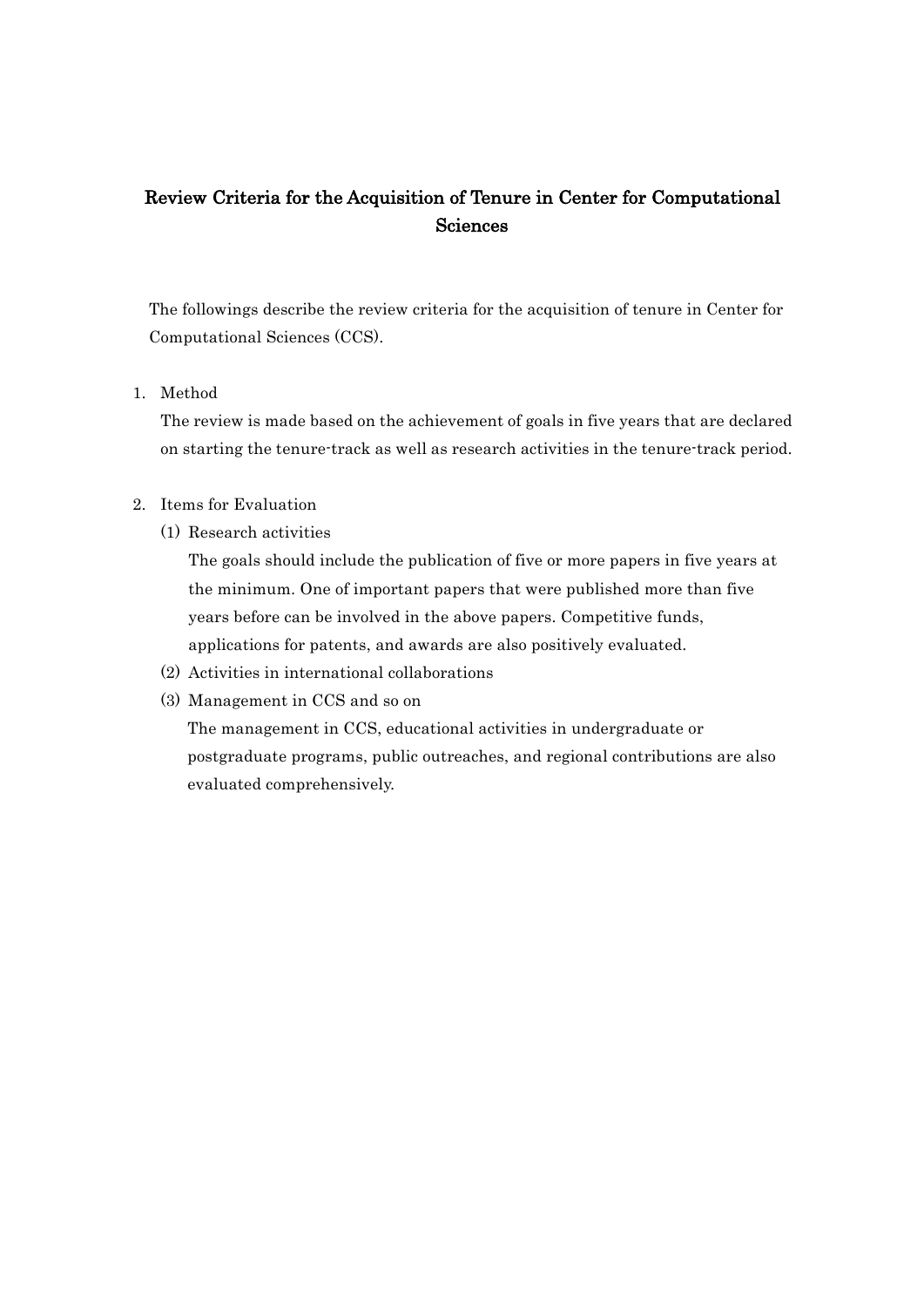# Review Criteria for the Acquisition of Tenure in Center for Computational Sciences

The followings describe the review criteria for the acquisition of tenure in Center for Computational Sciences (CCS).

1. Method

   The review is made based on the achievement of goals in five years that are declared on starting the tenure-track as well as research activities in the tenure-track period.

2. Items for Evaluation

   (1) Research activities

   The goals should include the publication of five or more papers in five years at the minimum. One of important papers that were published more than five years before can be involved in the above papers. Competitive funds, applications for patents, and awards are also positively evaluated.

   (2) Activities in international collaborations

   (3) Management in CCS and so on

   The management in CCS, educational activities in undergraduate or postgraduate programs, public outreaches, and regional contributions are also evaluated comprehensively.